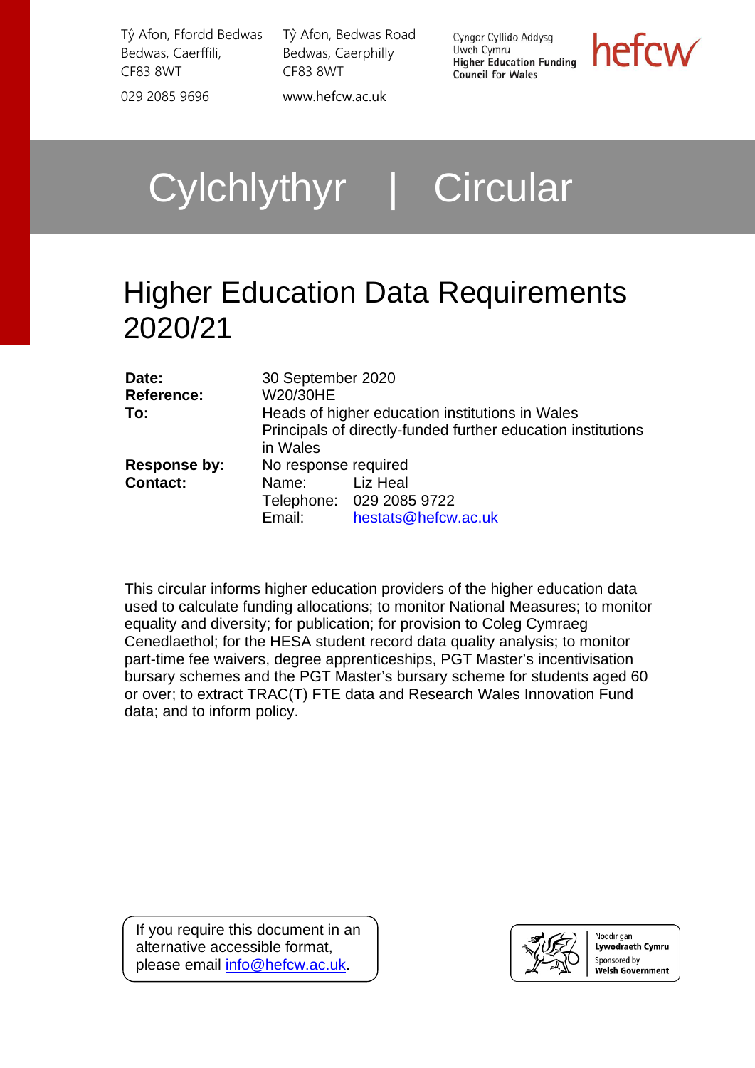Tŷ Afon, Ffordd Bedwas
Bedwas, Caerffili,
CF83 8WT

029 2085 9696

Tŷ Afon, Bedwas Road
Bedwas, Caerphilly
CF83 8WT

www.hefcw.ac.uk

Cyngor Cyllido Addysg Uwch Cymru
Higher Education Funding Council for Wales

hefcw

# Cylchlythyr | Circular

# Higher Education Data Requirements 2020/21

| | |
|---|---|
| **Date:** | 30 September 2020 |
| **Reference:** | W20/30HE |
| **To:** | Heads of higher education institutions in Wales<br>Principals of directly-funded further education institutions in Wales |
| **Response by:** | No response required |
| **Contact:** | Name: Liz Heal<br>Telephone: 029 2085 9722<br>Email: hestats@hefcw.ac.uk |

This circular informs higher education providers of the higher education data used to calculate funding allocations; to monitor National Measures; to monitor equality and diversity; for publication; for provision to Coleg Cymraeg Cenedlaethol; for the HESA student record data quality analysis; to monitor part-time fee waivers, degree apprenticeships, PGT Master's incentivisation bursary schemes and the PGT Master's bursary scheme for students aged 60 or over; to extract TRAC(T) FTE data and Research Wales Innovation Fund data; and to inform policy.

If you require this document in an alternative accessible format, please email info@hefcw.ac.uk.

Noddir gan Lywodraeth Cymru
Sponsored by Welsh Government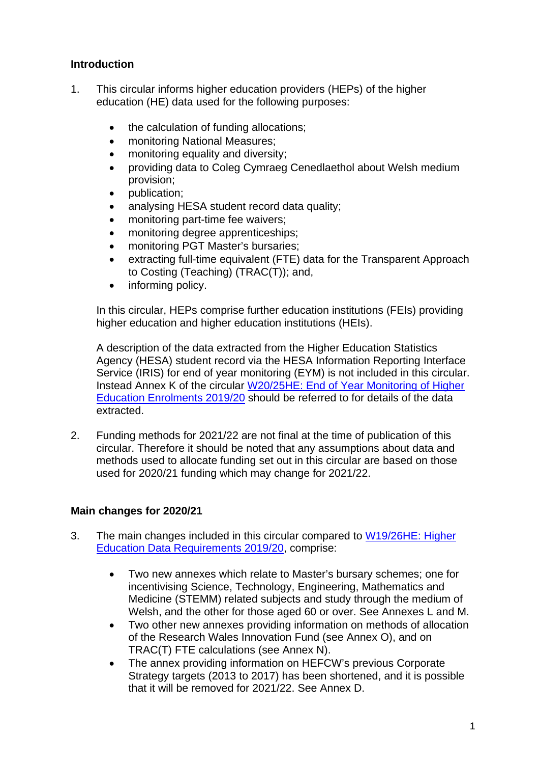## Introduction

1. This circular informs higher education providers (HEPs) of the higher education (HE) data used for the following purposes:

    - the calculation of funding allocations;
    - monitoring National Measures;
    - monitoring equality and diversity;
    - providing data to Coleg Cymraeg Cenedlaethol about Welsh medium provision;
    - publication;
    - analysing HESA student record data quality;
    - monitoring part-time fee waivers;
    - monitoring degree apprenticeships;
    - monitoring PGT Master's bursaries;
    - extracting full-time equivalent (FTE) data for the Transparent Approach to Costing (Teaching) (TRAC(T)); and,
    - informing policy.

    In this circular, HEPs comprise further education institutions (FEIs) providing higher education and higher education institutions (HEIs).

    A description of the data extracted from the Higher Education Statistics Agency (HESA) student record via the HESA Information Reporting Interface Service (IRIS) for end of year monitoring (EYM) is not included in this circular. Instead Annex K of the circular W20/25HE: End of Year Monitoring of Higher Education Enrolments 2019/20 should be referred to for details of the data extracted.

2. Funding methods for 2021/22 are not final at the time of publication of this circular. Therefore it should be noted that any assumptions about data and methods used to allocate funding set out in this circular are based on those used for 2020/21 funding which may change for 2021/22.

## Main changes for 2020/21

3. The main changes included in this circular compared to W19/26HE: Higher Education Data Requirements 2019/20, comprise:

    - Two new annexes which relate to Master's bursary schemes; one for incentivising Science, Technology, Engineering, Mathematics and Medicine (STEMM) related subjects and study through the medium of Welsh, and the other for those aged 60 or over. See Annexes L and M.
    - Two other new annexes providing information on methods of allocation of the Research Wales Innovation Fund (see Annex O), and on TRAC(T) FTE calculations (see Annex N).
    - The annex providing information on HEFCW's previous Corporate Strategy targets (2013 to 2017) has been shortened, and it is possible that it will be removed for 2021/22. See Annex D.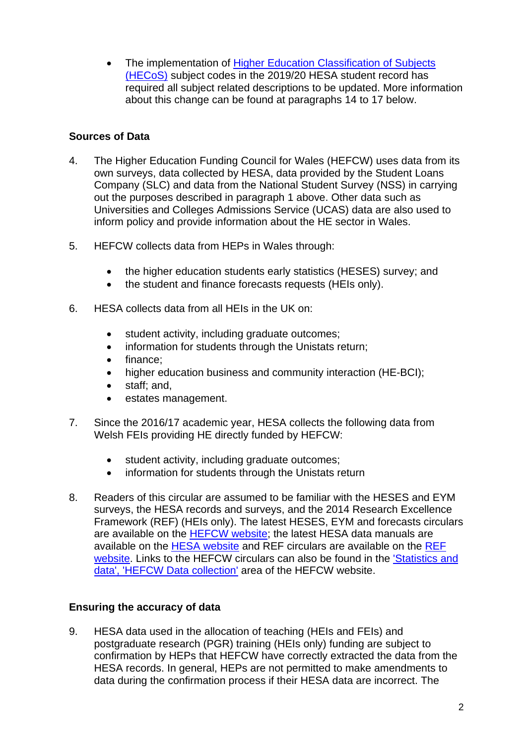- The implementation of [Higher Education Classification of Subjects (HECoS)]() subject codes in the 2019/20 HESA student record has required all subject related descriptions to be updated. More information about this change can be found at paragraphs 14 to 17 below.

**Sources of Data**

4. The Higher Education Funding Council for Wales (HEFCW) uses data from its own surveys, data collected by HESA, data provided by the Student Loans Company (SLC) and data from the National Student Survey (NSS) in carrying out the purposes described in paragraph 1 above. Other data such as Universities and Colleges Admissions Service (UCAS) data are also used to inform policy and provide information about the HE sector in Wales.

5. HEFCW collects data from HEPs in Wales through:

   - the higher education students early statistics (HESES) survey; and
   - the student and finance forecasts requests (HEIs only).

6. HESA collects data from all HEIs in the UK on:

   - student activity, including graduate outcomes;
   - information for students through the Unistats return;
   - finance;
   - higher education business and community interaction (HE-BCI);
   - staff; and,
   - estates management.

7. Since the 2016/17 academic year, HESA collects the following data from Welsh FEIs providing HE directly funded by HEFCW:

   - student activity, including graduate outcomes;
   - information for students through the Unistats return

8. Readers of this circular are assumed to be familiar with the HESES and EYM surveys, the HESA records and surveys, and the 2014 Research Excellence Framework (REF) (HEIs only). The latest HESES, EYM and forecasts circulars are available on the [HEFCW website](); the latest HESA data manuals are available on the [HESA website]() and REF circulars are available on the [REF website](). Links to the HEFCW circulars can also be found in the ['Statistics and data', 'HEFCW Data collection']() area of the HEFCW website.

**Ensuring the accuracy of data**

9. HESA data used in the allocation of teaching (HEIs and FEIs) and postgraduate research (PGR) training (HEIs only) funding are subject to confirmation by HEPs that HEFCW have correctly extracted the data from the HESA records. In general, HEPs are not permitted to make amendments to data during the confirmation process if their HESA data are incorrect. The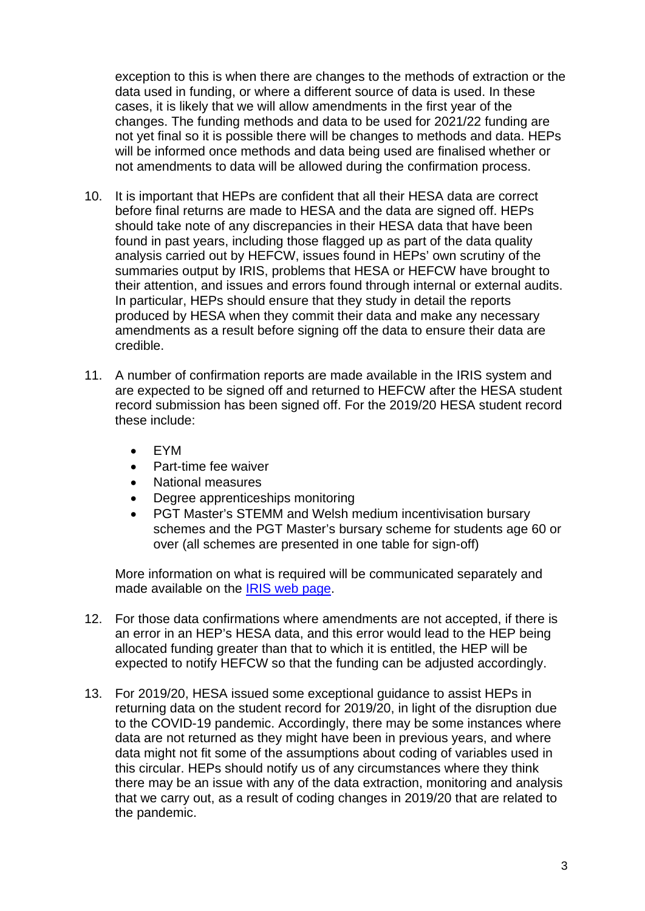exception to this is when there are changes to the methods of extraction or the data used in funding, or where a different source of data is used. In these cases, it is likely that we will allow amendments in the first year of the changes. The funding methods and data to be used for 2021/22 funding are not yet final so it is possible there will be changes to methods and data. HEPs will be informed once methods and data being used are finalised whether or not amendments to data will be allowed during the confirmation process.

10. It is important that HEPs are confident that all their HESA data are correct before final returns are made to HESA and the data are signed off. HEPs should take note of any discrepancies in their HESA data that have been found in past years, including those flagged up as part of the data quality analysis carried out by HEFCW, issues found in HEPs' own scrutiny of the summaries output by IRIS, problems that HESA or HEFCW have brought to their attention, and issues and errors found through internal or external audits. In particular, HEPs should ensure that they study in detail the reports produced by HESA when they commit their data and make any necessary amendments as a result before signing off the data to ensure their data are credible.

11. A number of confirmation reports are made available in the IRIS system and are expected to be signed off and returned to HEFCW after the HESA student record submission has been signed off. For the 2019/20 HESA student record these include:

    - EYM
    - Part-time fee waiver
    - National measures
    - Degree apprenticeships monitoring
    - PGT Master's STEMM and Welsh medium incentivisation bursary schemes and the PGT Master's bursary scheme for students age 60 or over (all schemes are presented in one table for sign-off)

    More information on what is required will be communicated separately and made available on the [IRIS web page](#).

12. For those data confirmations where amendments are not accepted, if there is an error in an HEP's HESA data, and this error would lead to the HEP being allocated funding greater than that to which it is entitled, the HEP will be expected to notify HEFCW so that the funding can be adjusted accordingly.

13. For 2019/20, HESA issued some exceptional guidance to assist HEPs in returning data on the student record for 2019/20, in light of the disruption due to the COVID-19 pandemic. Accordingly, there may be some instances where data are not returned as they might have been in previous years, and where data might not fit some of the assumptions about coding of variables used in this circular. HEPs should notify us of any circumstances where they think there may be an issue with any of the data extraction, monitoring and analysis that we carry out, as a result of coding changes in 2019/20 that are related to the pandemic.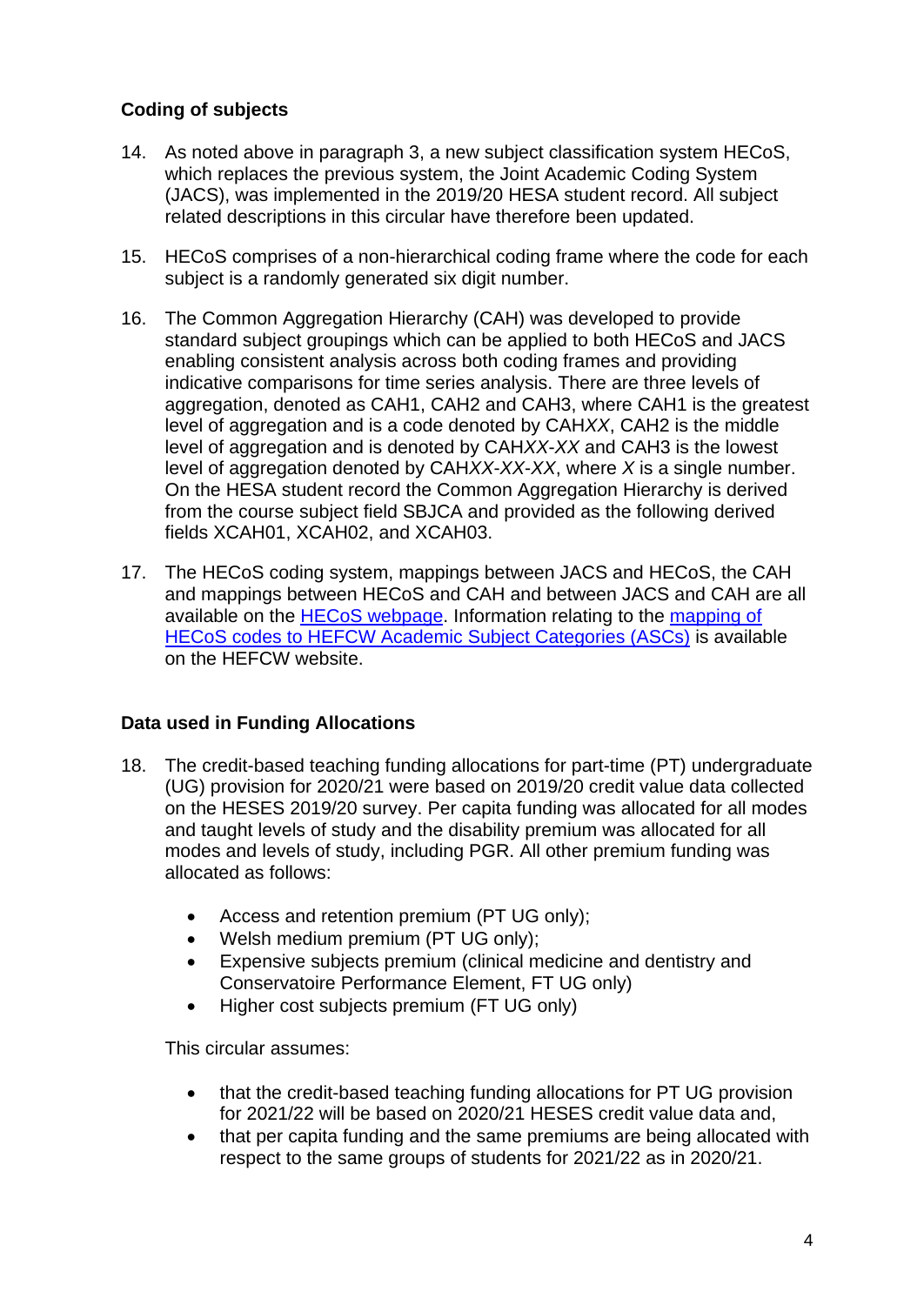**Coding of subjects**

14. As noted above in paragraph 3, a new subject classification system HECoS, which replaces the previous system, the Joint Academic Coding System (JACS), was implemented in the 2019/20 HESA student record. All subject related descriptions in this circular have therefore been updated.

15. HECoS comprises of a non-hierarchical coding frame where the code for each subject is a randomly generated six digit number.

16. The Common Aggregation Hierarchy (CAH) was developed to provide standard subject groupings which can be applied to both HECoS and JACS enabling consistent analysis across both coding frames and providing indicative comparisons for time series analysis. There are three levels of aggregation, denoted as CAH1, CAH2 and CAH3, where CAH1 is the greatest level of aggregation and is a code denoted by CAH*XX*, CAH2 is the middle level of aggregation and is denoted by CAH*XX*-*XX* and CAH3 is the lowest level of aggregation denoted by CAH*XX*-*XX*-*XX*, where *X* is a single number. On the HESA student record the Common Aggregation Hierarchy is derived from the course subject field SBJCA and provided as the following derived fields XCAH01, XCAH02, and XCAH03.

17. The HECoS coding system, mappings between JACS and HECoS, the CAH and mappings between HECoS and CAH and between JACS and CAH are all available on the HECoS webpage. Information relating to the mapping of HECoS codes to HEFCW Academic Subject Categories (ASCs) is available on the HEFCW website.

**Data used in Funding Allocations**

18. The credit-based teaching funding allocations for part-time (PT) undergraduate (UG) provision for 2020/21 were based on 2019/20 credit value data collected on the HESES 2019/20 survey. Per capita funding was allocated for all modes and taught levels of study and the disability premium was allocated for all modes and levels of study, including PGR. All other premium funding was allocated as follows:

    - Access and retention premium (PT UG only);
    - Welsh medium premium (PT UG only);
    - Expensive subjects premium (clinical medicine and dentistry and Conservatoire Performance Element, FT UG only)
    - Higher cost subjects premium (FT UG only)

    This circular assumes:

    - that the credit-based teaching funding allocations for PT UG provision for 2021/22 will be based on 2020/21 HESES credit value data and,
    - that per capita funding and the same premiums are being allocated with respect to the same groups of students for 2021/22 as in 2020/21.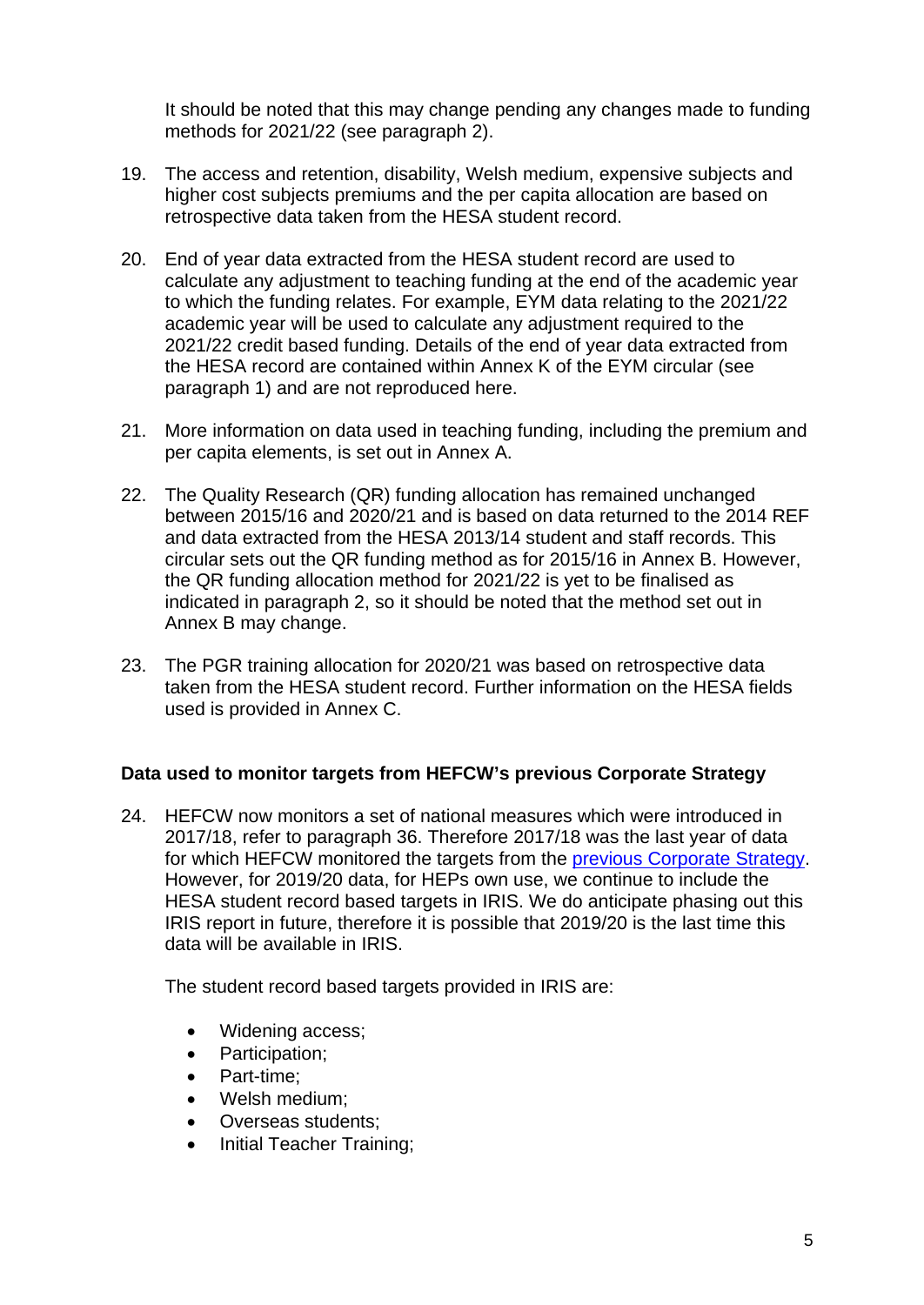It should be noted that this may change pending any changes made to funding methods for 2021/22 (see paragraph 2).

19. The access and retention, disability, Welsh medium, expensive subjects and higher cost subjects premiums and the per capita allocation are based on retrospective data taken from the HESA student record.

20. End of year data extracted from the HESA student record are used to calculate any adjustment to teaching funding at the end of the academic year to which the funding relates. For example, EYM data relating to the 2021/22 academic year will be used to calculate any adjustment required to the 2021/22 credit based funding. Details of the end of year data extracted from the HESA record are contained within Annex K of the EYM circular (see paragraph 1) and are not reproduced here.

21. More information on data used in teaching funding, including the premium and per capita elements, is set out in Annex A.

22. The Quality Research (QR) funding allocation has remained unchanged between 2015/16 and 2020/21 and is based on data returned to the 2014 REF and data extracted from the HESA 2013/14 student and staff records. This circular sets out the QR funding method as for 2015/16 in Annex B. However, the QR funding allocation method for 2021/22 is yet to be finalised as indicated in paragraph 2, so it should be noted that the method set out in Annex B may change.

23. The PGR training allocation for 2020/21 was based on retrospective data taken from the HESA student record. Further information on the HESA fields used is provided in Annex C.

**Data used to monitor targets from HEFCW's previous Corporate Strategy**

24. HEFCW now monitors a set of national measures which were introduced in 2017/18, refer to paragraph 36. Therefore 2017/18 was the last year of data for which HEFCW monitored the targets from the previous Corporate Strategy. However, for 2019/20 data, for HEPs own use, we continue to include the HESA student record based targets in IRIS. We do anticipate phasing out this IRIS report in future, therefore it is possible that 2019/20 is the last time this data will be available in IRIS.

    The student record based targets provided in IRIS are:

    - Widening access;
    - Participation;
    - Part-time;
    - Welsh medium;
    - Overseas students;
    - Initial Teacher Training;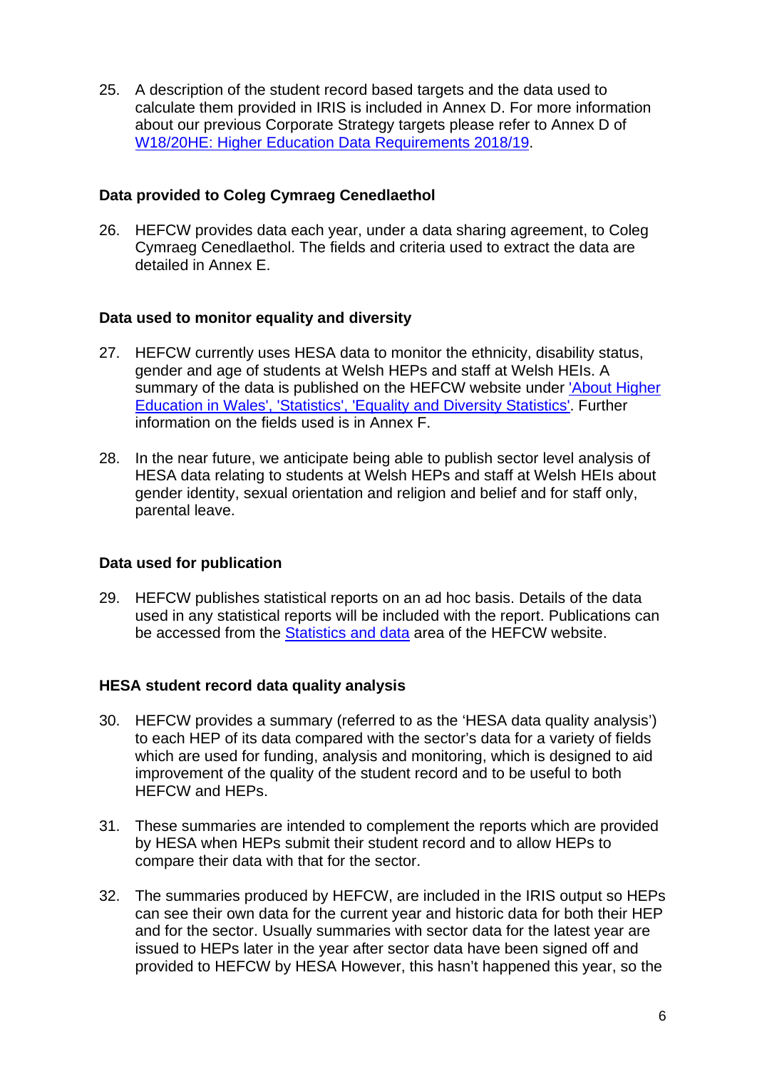25. A description of the student record based targets and the data used to calculate them provided in IRIS is included in Annex D. For more information about our previous Corporate Strategy targets please refer to Annex D of [W18/20HE: Higher Education Data Requirements 2018/19](W18/20HE: Higher Education Data Requirements 2018/19).

**Data provided to Coleg Cymraeg Cenedlaethol**

26. HEFCW provides data each year, under a data sharing agreement, to Coleg Cymraeg Cenedlaethol. The fields and criteria used to extract the data are detailed in Annex E.

**Data used to monitor equality and diversity**

27. HEFCW currently uses HESA data to monitor the ethnicity, disability status, gender and age of students at Welsh HEPs and staff at Welsh HEIs. A summary of the data is published on the HEFCW website under 'About Higher Education in Wales', 'Statistics', 'Equality and Diversity Statistics'. Further information on the fields used is in Annex F.

28. In the near future, we anticipate being able to publish sector level analysis of HESA data relating to students at Welsh HEPs and staff at Welsh HEIs about gender identity, sexual orientation and religion and belief and for staff only, parental leave.

**Data used for publication**

29. HEFCW publishes statistical reports on an ad hoc basis. Details of the data used in any statistical reports will be included with the report. Publications can be accessed from the Statistics and data area of the HEFCW website.

**HESA student record data quality analysis**

30. HEFCW provides a summary (referred to as the 'HESA data quality analysis') to each HEP of its data compared with the sector's data for a variety of fields which are used for funding, analysis and monitoring, which is designed to aid improvement of the quality of the student record and to be useful to both HEFCW and HEPs.

31. These summaries are intended to complement the reports which are provided by HESA when HEPs submit their student record and to allow HEPs to compare their data with that for the sector.

32. The summaries produced by HEFCW, are included in the IRIS output so HEPs can see their own data for the current year and historic data for both their HEP and for the sector. Usually summaries with sector data for the latest year are issued to HEPs later in the year after sector data have been signed off and provided to HEFCW by HESA However, this hasn't happened this year, so the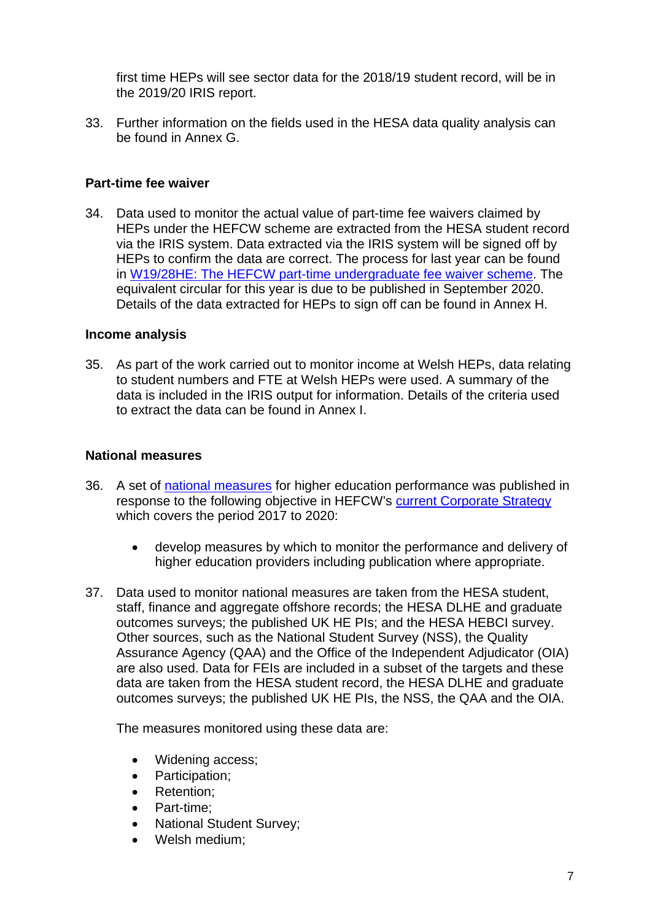first time HEPs will see sector data for the 2018/19 student record, will be in the 2019/20 IRIS report.

33. Further information on the fields used in the HESA data quality analysis can be found in Annex G.

**Part-time fee waiver**

34. Data used to monitor the actual value of part-time fee waivers claimed by HEPs under the HEFCW scheme are extracted from the HESA student record via the IRIS system. Data extracted via the IRIS system will be signed off by HEPs to confirm the data are correct. The process for last year can be found in W19/28HE: The HEFCW part-time undergraduate fee waiver scheme. The equivalent circular for this year is due to be published in September 2020. Details of the data extracted for HEPs to sign off can be found in Annex H.

**Income analysis**

35. As part of the work carried out to monitor income at Welsh HEPs, data relating to student numbers and FTE at Welsh HEPs were used. A summary of the data is included in the IRIS output for information. Details of the criteria used to extract the data can be found in Annex I.

**National measures**

36. A set of national measures for higher education performance was published in response to the following objective in HEFCW's current Corporate Strategy which covers the period 2017 to 2020:

    - develop measures by which to monitor the performance and delivery of higher education providers including publication where appropriate.

37. Data used to monitor national measures are taken from the HESA student, staff, finance and aggregate offshore records; the HESA DLHE and graduate outcomes surveys; the published UK HE PIs; and the HESA HEBCI survey. Other sources, such as the National Student Survey (NSS), the Quality Assurance Agency (QAA) and the Office of the Independent Adjudicator (OIA) are also used. Data for FEIs are included in a subset of the targets and these data are taken from the HESA student record, the HESA DLHE and graduate outcomes surveys; the published UK HE PIs, the NSS, the QAA and the OIA.

    The measures monitored using these data are:

    - Widening access;
    - Participation;
    - Retention;
    - Part-time;
    - National Student Survey;
    - Welsh medium;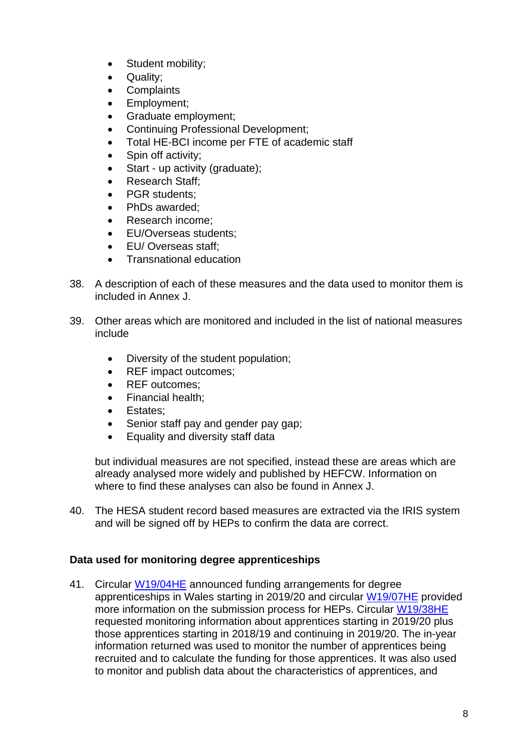- Student mobility;
- Quality;
- Complaints
- Employment;
- Graduate employment;
- Continuing Professional Development;
- Total HE-BCI income per FTE of academic staff
- Spin off activity;
- Start - up activity (graduate);
- Research Staff;
- PGR students;
- PhDs awarded;
- Research income;
- EU/Overseas students;
- EU/ Overseas staff;
- Transnational education

38. A description of each of these measures and the data used to monitor them is included in Annex J.

39. Other areas which are monitored and included in the list of national measures include

    - Diversity of the student population;
    - REF impact outcomes;
    - REF outcomes;
    - Financial health;
    - Estates;
    - Senior staff pay and gender pay gap;
    - Equality and diversity staff data

    but individual measures are not specified, instead these are areas which are already analysed more widely and published by HEFCW. Information on where to find these analyses can also be found in Annex J.

40. The HESA student record based measures are extracted via the IRIS system and will be signed off by HEPs to confirm the data are correct.

**Data used for monitoring degree apprenticeships**

41. Circular W19/04HE announced funding arrangements for degree apprenticeships in Wales starting in 2019/20 and circular W19/07HE provided more information on the submission process for HEPs. Circular W19/38HE requested monitoring information about apprentices starting in 2019/20 plus those apprentices starting in 2018/19 and continuing in 2019/20. The in-year information returned was used to monitor the number of apprentices being recruited and to calculate the funding for those apprentices. It was also used to monitor and publish data about the characteristics of apprentices, and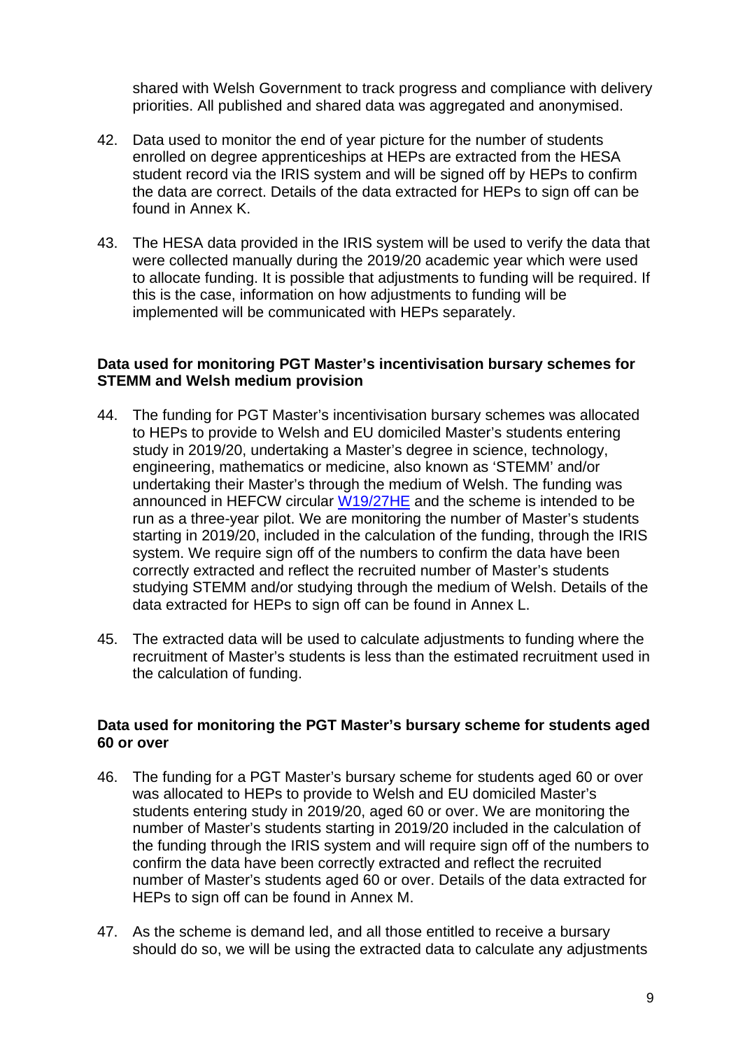shared with Welsh Government to track progress and compliance with delivery priorities. All published and shared data was aggregated and anonymised.

42. Data used to monitor the end of year picture for the number of students enrolled on degree apprenticeships at HEPs are extracted from the HESA student record via the IRIS system and will be signed off by HEPs to confirm the data are correct. Details of the data extracted for HEPs to sign off can be found in Annex K.

43. The HESA data provided in the IRIS system will be used to verify the data that were collected manually during the 2019/20 academic year which were used to allocate funding. It is possible that adjustments to funding will be required. If this is the case, information on how adjustments to funding will be implemented will be communicated with HEPs separately.

**Data used for monitoring PGT Master's incentivisation bursary schemes for STEMM and Welsh medium provision**

44. The funding for PGT Master's incentivisation bursary schemes was allocated to HEPs to provide to Welsh and EU domiciled Master's students entering study in 2019/20, undertaking a Master's degree in science, technology, engineering, mathematics or medicine, also known as 'STEMM' and/or undertaking their Master's through the medium of Welsh. The funding was announced in HEFCW circular W19/27HE and the scheme is intended to be run as a three-year pilot. We are monitoring the number of Master's students starting in 2019/20, included in the calculation of the funding, through the IRIS system. We require sign off of the numbers to confirm the data have been correctly extracted and reflect the recruited number of Master's students studying STEMM and/or studying through the medium of Welsh. Details of the data extracted for HEPs to sign off can be found in Annex L.

45. The extracted data will be used to calculate adjustments to funding where the recruitment of Master's students is less than the estimated recruitment used in the calculation of funding.

**Data used for monitoring the PGT Master's bursary scheme for students aged 60 or over**

46. The funding for a PGT Master's bursary scheme for students aged 60 or over was allocated to HEPs to provide to Welsh and EU domiciled Master's students entering study in 2019/20, aged 60 or over. We are monitoring the number of Master's students starting in 2019/20 included in the calculation of the funding through the IRIS system and will require sign off of the numbers to confirm the data have been correctly extracted and reflect the recruited number of Master's students aged 60 or over. Details of the data extracted for HEPs to sign off can be found in Annex M.

47. As the scheme is demand led, and all those entitled to receive a bursary should do so, we will be using the extracted data to calculate any adjustments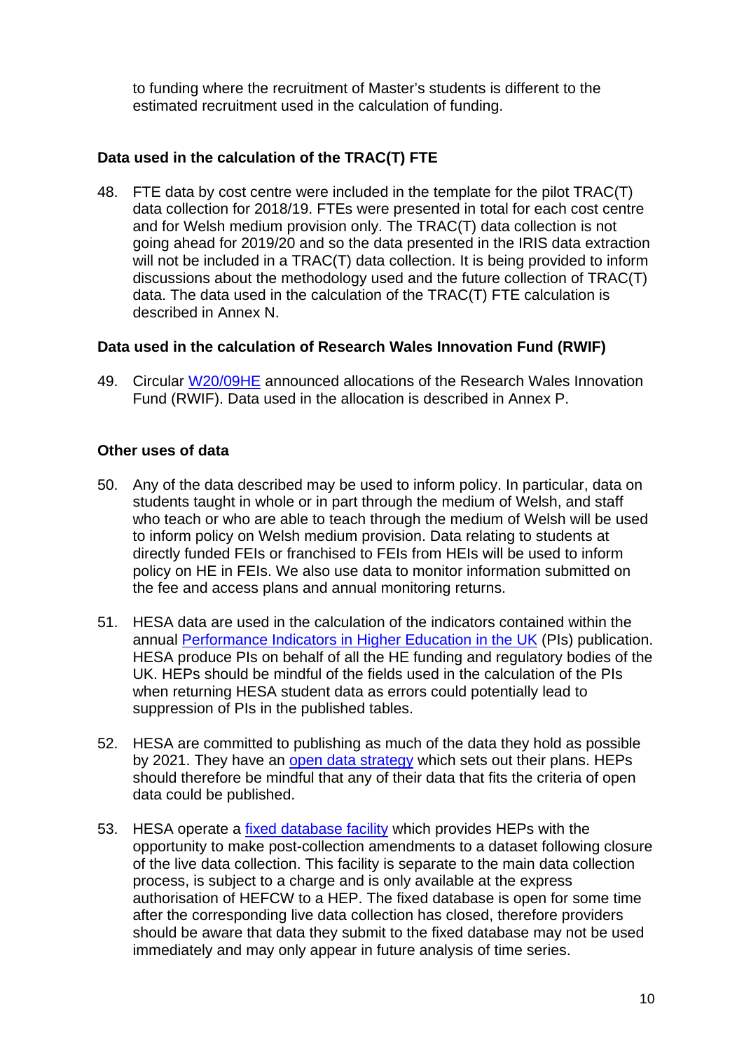to funding where the recruitment of Master's students is different to the estimated recruitment used in the calculation of funding.

### Data used in the calculation of the TRAC(T) FTE

48. FTE data by cost centre were included in the template for the pilot TRAC(T) data collection for 2018/19. FTEs were presented in total for each cost centre and for Welsh medium provision only. The TRAC(T) data collection is not going ahead for 2019/20 and so the data presented in the IRIS data extraction will not be included in a TRAC(T) data collection. It is being provided to inform discussions about the methodology used and the future collection of TRAC(T) data. The data used in the calculation of the TRAC(T) FTE calculation is described in Annex N.

### Data used in the calculation of Research Wales Innovation Fund (RWIF)

49. Circular W20/09HE announced allocations of the Research Wales Innovation Fund (RWIF). Data used in the allocation is described in Annex P.

### Other uses of data

50. Any of the data described may be used to inform policy. In particular, data on students taught in whole or in part through the medium of Welsh, and staff who teach or who are able to teach through the medium of Welsh will be used to inform policy on Welsh medium provision. Data relating to students at directly funded FEIs or franchised to FEIs from HEIs will be used to inform policy on HE in FEIs. We also use data to monitor information submitted on the fee and access plans and annual monitoring returns.

51. HESA data are used in the calculation of the indicators contained within the annual Performance Indicators in Higher Education in the UK (PIs) publication. HESA produce PIs on behalf of all the HE funding and regulatory bodies of the UK. HEPs should be mindful of the fields used in the calculation of the PIs when returning HESA student data as errors could potentially lead to suppression of PIs in the published tables.

52. HESA are committed to publishing as much of the data they hold as possible by 2021. They have an open data strategy which sets out their plans. HEPs should therefore be mindful that any of their data that fits the criteria of open data could be published.

53. HESA operate a fixed database facility which provides HEPs with the opportunity to make post-collection amendments to a dataset following closure of the live data collection. This facility is separate to the main data collection process, is subject to a charge and is only available at the express authorisation of HEFCW to a HEP. The fixed database is open for some time after the corresponding live data collection has closed, therefore providers should be aware that data they submit to the fixed database may not be used immediately and may only appear in future analysis of time series.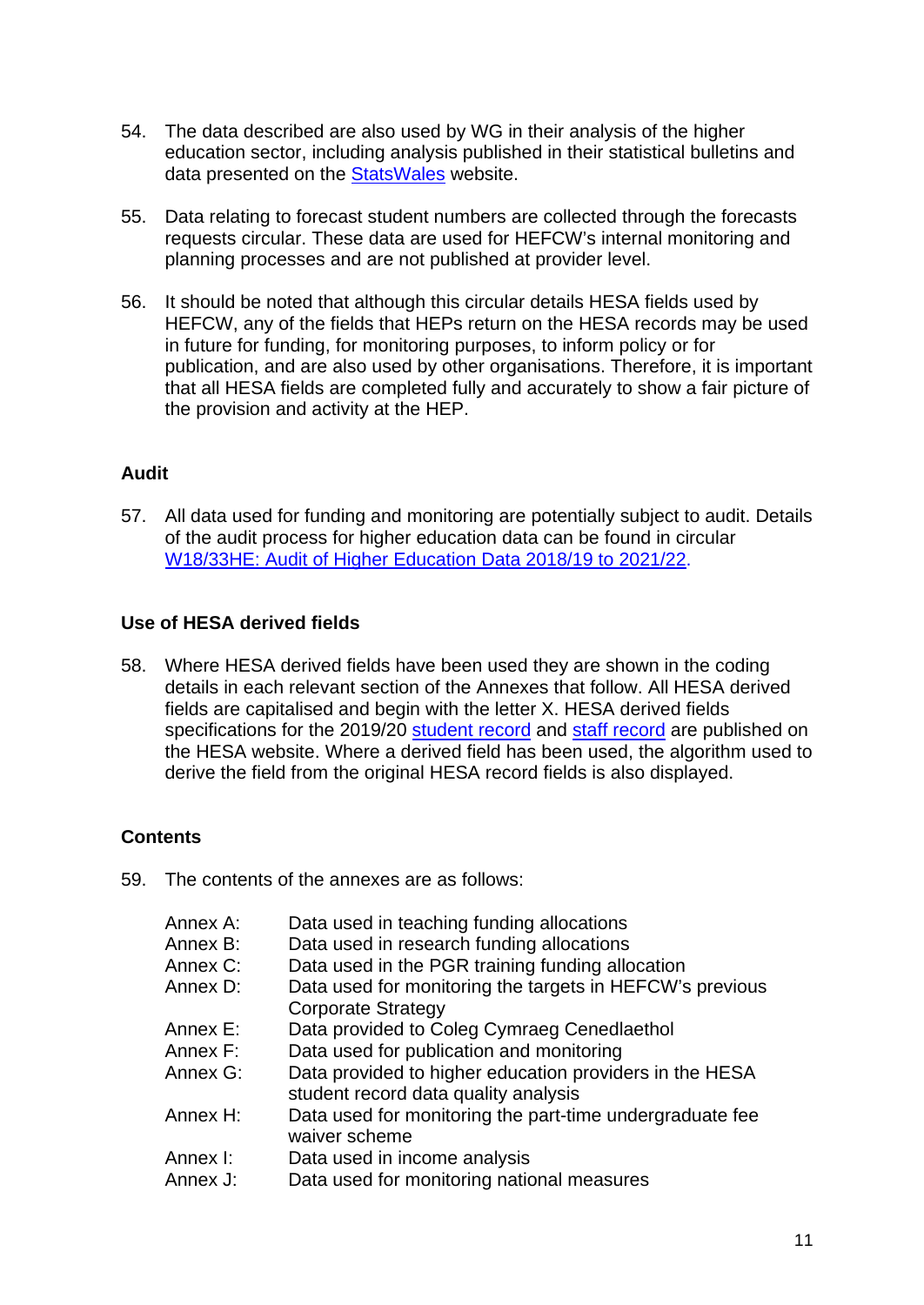54. The data described are also used by WG in their analysis of the higher education sector, including analysis published in their statistical bulletins and data presented on the [StatsWales](#) website.

55. Data relating to forecast student numbers are collected through the forecasts requests circular. These data are used for HEFCW's internal monitoring and planning processes and are not published at provider level.

56. It should be noted that although this circular details HESA fields used by HEFCW, any of the fields that HEPs return on the HESA records may be used in future for funding, for monitoring purposes, to inform policy or for publication, and are also used by other organisations. Therefore, it is important that all HESA fields are completed fully and accurately to show a fair picture of the provision and activity at the HEP.

### Audit

57. All data used for funding and monitoring are potentially subject to audit. Details of the audit process for higher education data can be found in circular [W18/33HE: Audit of Higher Education Data 2018/19 to 2021/22](#).

### Use of HESA derived fields

58. Where HESA derived fields have been used they are shown in the coding details in each relevant section of the Annexes that follow. All HESA derived fields are capitalised and begin with the letter X. HESA derived fields specifications for the 2019/20 [student record](#) and [staff record](#) are published on the HESA website. Where a derived field has been used, the algorithm used to derive the field from the original HESA record fields is also displayed.

### Contents

59. The contents of the annexes are as follows:

| | |
|---|---|
| Annex A: | Data used in teaching funding allocations |
| Annex B: | Data used in research funding allocations |
| Annex C: | Data used in the PGR training funding allocation |
| Annex D: | Data used for monitoring the targets in HEFCW's previous Corporate Strategy |
| Annex E: | Data provided to Coleg Cymraeg Cenedlaethol |
| Annex F: | Data used for publication and monitoring |
| Annex G: | Data provided to higher education providers in the HESA student record data quality analysis |
| Annex H: | Data used for monitoring the part-time undergraduate fee waiver scheme |
| Annex I: | Data used in income analysis |
| Annex J: | Data used for monitoring national measures |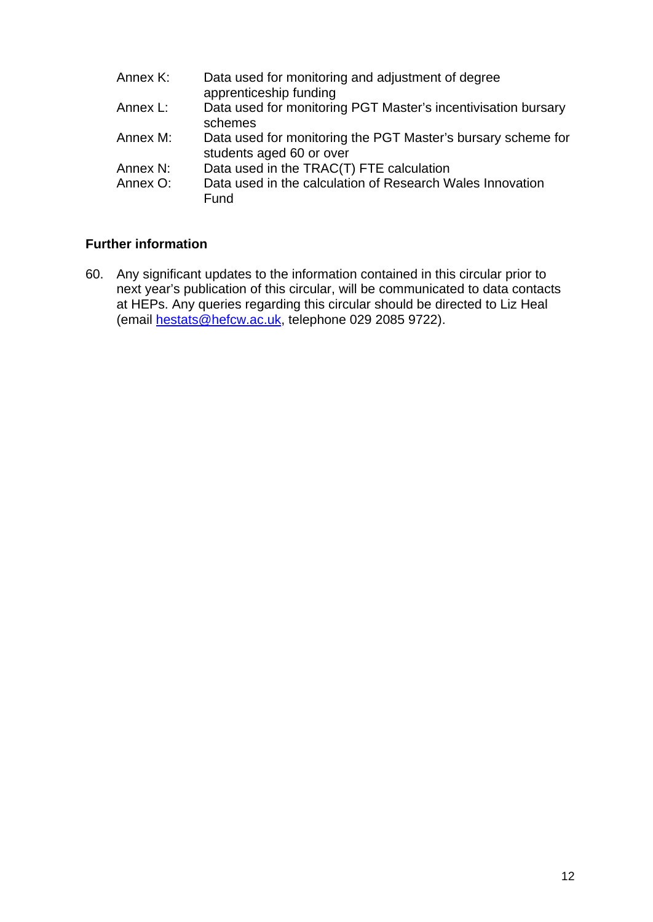| | |
|---|---|
| Annex K: | Data used for monitoring and adjustment of degree apprenticeship funding |
| Annex L: | Data used for monitoring PGT Master's incentivisation bursary schemes |
| Annex M: | Data used for monitoring the PGT Master's bursary scheme for students aged 60 or over |
| Annex N: | Data used in the TRAC(T) FTE calculation |
| Annex O: | Data used in the calculation of Research Wales Innovation Fund |

## Further information

60. Any significant updates to the information contained in this circular prior to next year's publication of this circular, will be communicated to data contacts at HEPs. Any queries regarding this circular should be directed to Liz Heal (email hestats@hefcw.ac.uk, telephone 029 2085 9722).